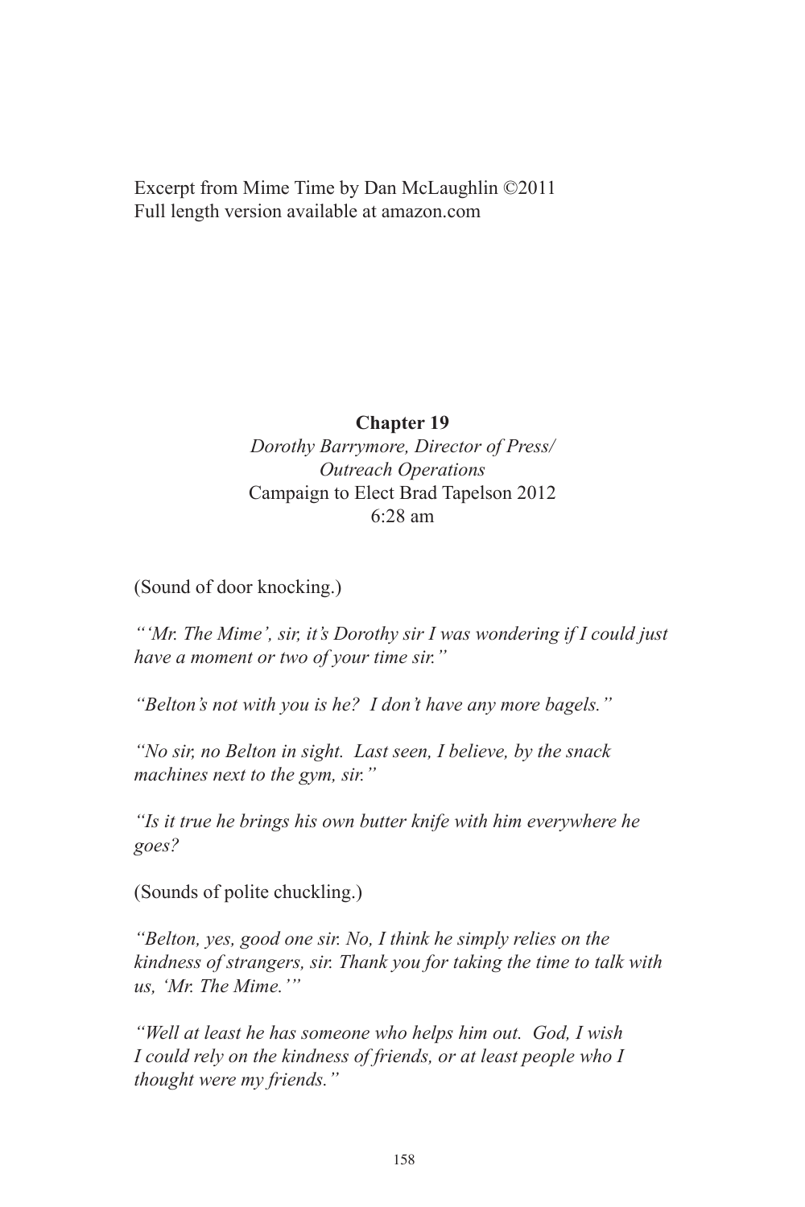Excerpt from Mime Time by Dan McLaughlin ©2011
Full length version available at amazon.com

**Chapter 19**

*Dorothy Barrymore, Director of Press/ Outreach Operations*

Campaign to Elect Brad Tapelson 2012

6:28 am

(Sound of door knocking.)

*"'Mr. The Mime', sir, it's Dorothy sir I was wondering if I could just have a moment or two of your time sir."*

*"Belton's not with you is he? I don't have any more bagels."*

*"No sir, no Belton in sight. Last seen, I believe, by the snack machines next to the gym, sir."*

*"Is it true he brings his own butter knife with him everywhere he goes?*

(Sounds of polite chuckling.)

*"Belton, yes, good one sir. No, I think he simply relies on the kindness of strangers, sir. Thank you for taking the time to talk with us, 'Mr. The Mime.'"*

*"Well at least he has someone who helps him out. God, I wish I could rely on the kindness of friends, or at least people who I thought were my friends."*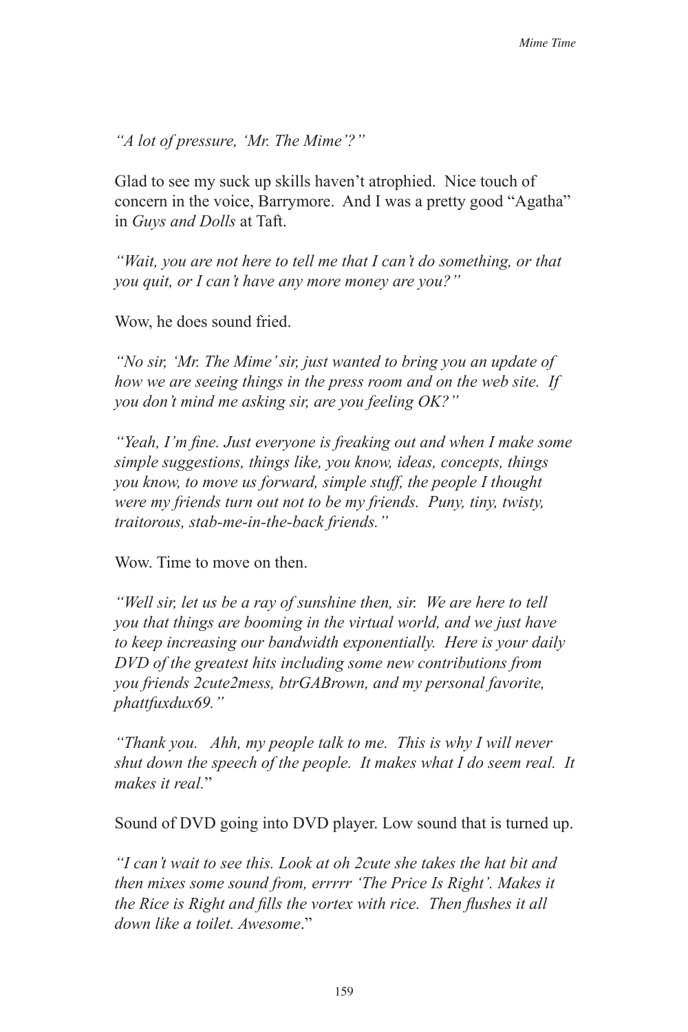*"A lot of pressure, 'Mr. The Mime'?"*

Glad to see my suck up skills haven't atrophied. Nice touch of concern in the voice, Barrymore. And I was a pretty good "Agatha" in *Guys and Dolls* at Taft.

*"Wait, you are not here to tell me that I can't do something, or that you quit, or I can't have any more money are you?"*

Wow, he does sound fried.

*"No sir, 'Mr. The Mime' sir, just wanted to bring you an update of how we are seeing things in the press room and on the web site. If you don't mind me asking sir, are you feeling OK?"*

*"Yeah, I'm fine. Just everyone is freaking out and when I make some simple suggestions, things like, you know, ideas, concepts, things you know, to move us forward, simple stuff, the people I thought were my friends turn out not to be my friends. Puny, tiny, twisty, traitorous, stab-me-in-the-back friends."*

Wow. Time to move on then.

*"Well sir, let us be a ray of sunshine then, sir. We are here to tell you that things are booming in the virtual world, and we just have to keep increasing our bandwidth exponentially. Here is your daily DVD of the greatest hits including some new contributions from you friends 2cute2mess, btrGABrown, and my personal favorite, phattfuxdux69."*

*"Thank you. Ahh, my people talk to me. This is why I will never shut down the speech of the people. It makes what I do seem real. It makes it real.*"

Sound of DVD going into DVD player. Low sound that is turned up.

*"I can't wait to see this. Look at oh 2cute she takes the hat bit and then mixes some sound from, errrrr 'The Price Is Right'. Makes it the Rice is Right and fills the vortex with rice. Then flushes it all down like a toilet. Awesome*."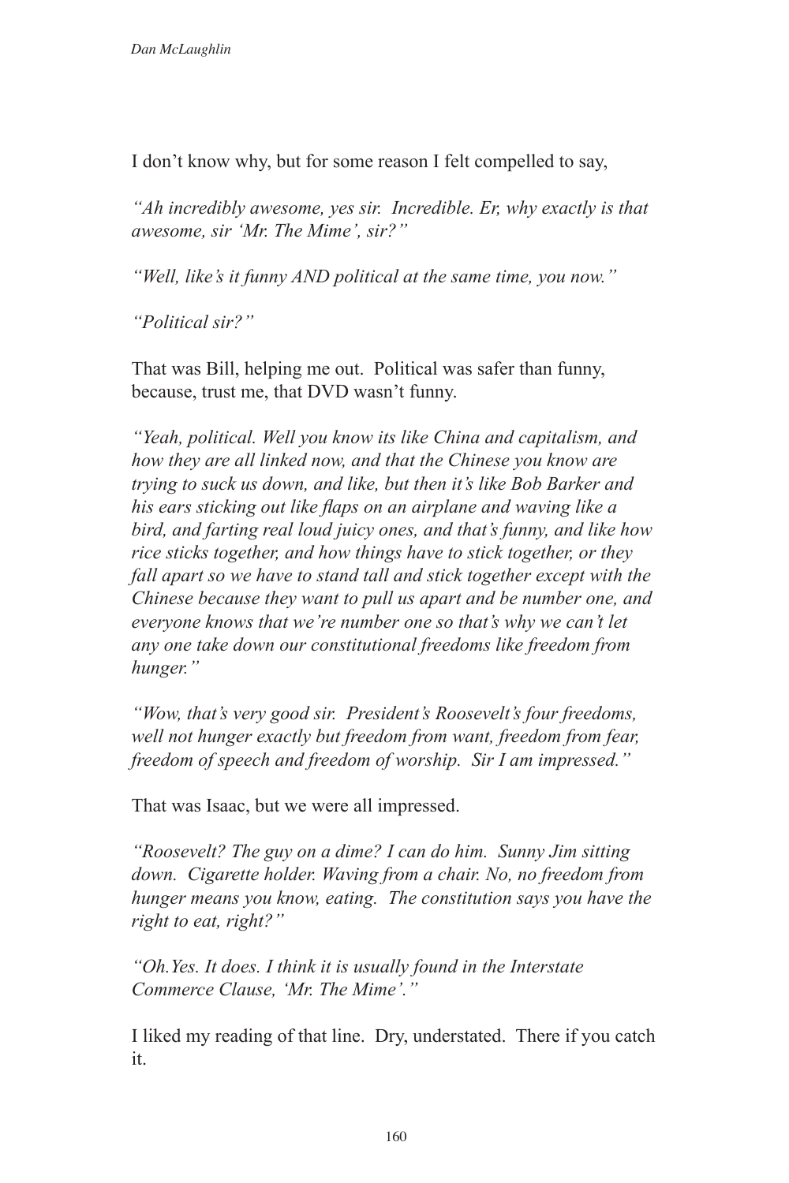I don't know why, but for some reason I felt compelled to say,

*"Ah incredibly awesome, yes sir. Incredible. Er, why exactly is that awesome, sir 'Mr. The Mime', sir?"*

*"Well, like's it funny AND political at the same time, you now."*

*"Political sir?"*

That was Bill, helping me out. Political was safer than funny, because, trust me, that DVD wasn't funny.

*"Yeah, political. Well you know its like China and capitalism, and how they are all linked now, and that the Chinese you know are trying to suck us down, and like, but then it's like Bob Barker and his ears sticking out like flaps on an airplane and waving like a bird, and farting real loud juicy ones, and that's funny, and like how rice sticks together, and how things have to stick together, or they fall apart so we have to stand tall and stick together except with the Chinese because they want to pull us apart and be number one, and everyone knows that we're number one so that's why we can't let any one take down our constitutional freedoms like freedom from hunger."*

*"Wow, that's very good sir. President's Roosevelt's four freedoms, well not hunger exactly but freedom from want, freedom from fear, freedom of speech and freedom of worship. Sir I am impressed."*

That was Isaac, but we were all impressed.

*"Roosevelt? The guy on a dime? I can do him. Sunny Jim sitting down. Cigarette holder. Waving from a chair. No, no freedom from hunger means you know, eating. The constitution says you have the right to eat, right?"*

*"Oh.Yes. It does. I think it is usually found in the Interstate Commerce Clause, 'Mr. The Mime'."*

I liked my reading of that line. Dry, understated. There if you catch it.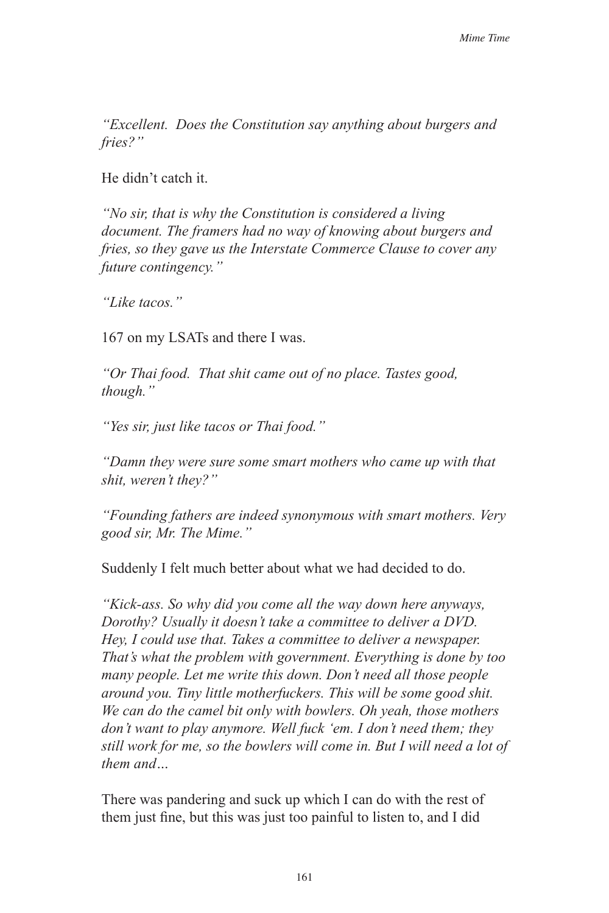*"Excellent. Does the Constitution say anything about burgers and fries?"*

He didn't catch it.

*"No sir, that is why the Constitution is considered a living document. The framers had no way of knowing about burgers and fries, so they gave us the Interstate Commerce Clause to cover any future contingency."*

*"Like tacos."*

167 on my LSATs and there I was.

*"Or Thai food. That shit came out of no place. Tastes good, though."*

*"Yes sir, just like tacos or Thai food."*

*"Damn they were sure some smart mothers who came up with that shit, weren't they?"*

*"Founding fathers are indeed synonymous with smart mothers. Very good sir, Mr. The Mime."*

Suddenly I felt much better about what we had decided to do.

*"Kick-ass. So why did you come all the way down here anyways, Dorothy? Usually it doesn't take a committee to deliver a DVD. Hey, I could use that. Takes a committee to deliver a newspaper. That's what the problem with government. Everything is done by too many people. Let me write this down. Don't need all those people around you. Tiny little motherfuckers. This will be some good shit. We can do the camel bit only with bowlers. Oh yeah, those mothers don't want to play anymore. Well fuck 'em. I don't need them; they still work for me, so the bowlers will come in. But I will need a lot of them and…*

There was pandering and suck up which I can do with the rest of them just fine, but this was just too painful to listen to, and I did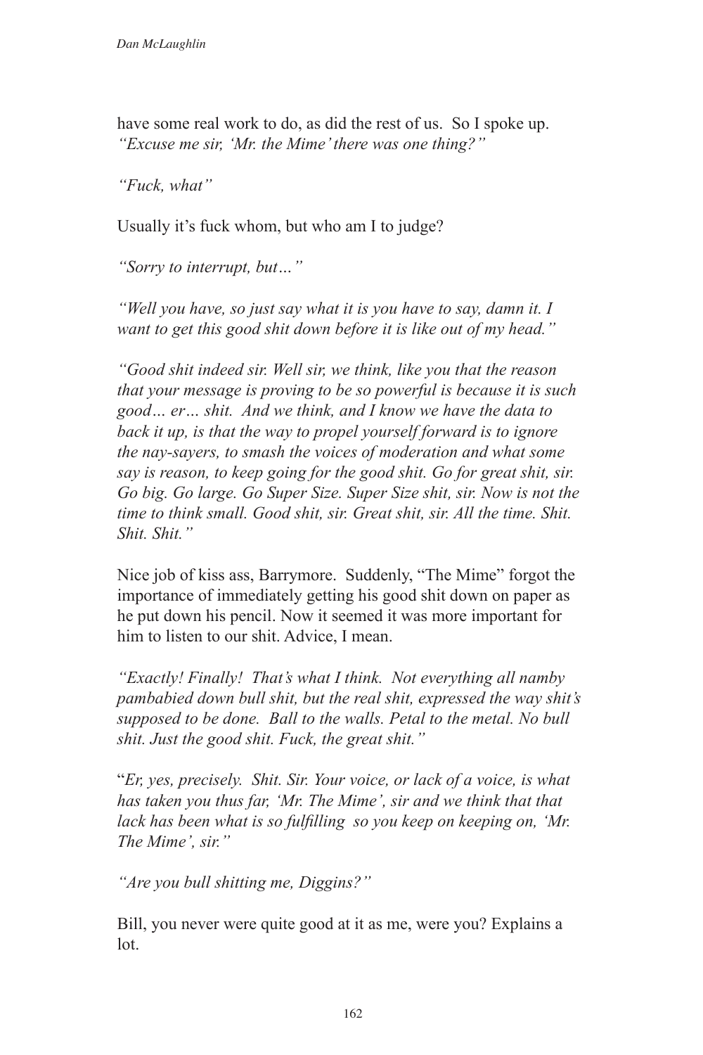have some real work to do, as did the rest of us. So I spoke up. *"Excuse me sir, 'Mr. the Mime' there was one thing?"*

*"Fuck, what"*

Usually it's fuck whom, but who am I to judge?

*"Sorry to interrupt, but…"*

*"Well you have, so just say what it is you have to say, damn it. I want to get this good shit down before it is like out of my head."*

*"Good shit indeed sir. Well sir, we think, like you that the reason that your message is proving to be so powerful is because it is such good… er… shit. And we think, and I know we have the data to back it up, is that the way to propel yourself forward is to ignore the nay-sayers, to smash the voices of moderation and what some say is reason, to keep going for the good shit. Go for great shit, sir. Go big. Go large. Go Super Size. Super Size shit, sir. Now is not the time to think small. Good shit, sir. Great shit, sir. All the time. Shit. Shit. Shit."*

Nice job of kiss ass, Barrymore. Suddenly, "The Mime" forgot the importance of immediately getting his good shit down on paper as he put down his pencil. Now it seemed it was more important for him to listen to our shit. Advice, I mean.

*"Exactly! Finally! That's what I think. Not everything all namby pambabied down bull shit, but the real shit, expressed the way shit's supposed to be done. Ball to the walls. Petal to the metal. No bull shit. Just the good shit. Fuck, the great shit."*

"*Er, yes, precisely. Shit. Sir. Your voice, or lack of a voice, is what has taken you thus far, 'Mr. The Mime', sir and we think that that lack has been what is so fulfilling so you keep on keeping on, 'Mr. The Mime', sir."*

*"Are you bull shitting me, Diggins?"*

Bill, you never were quite good at it as me, were you? Explains a lot.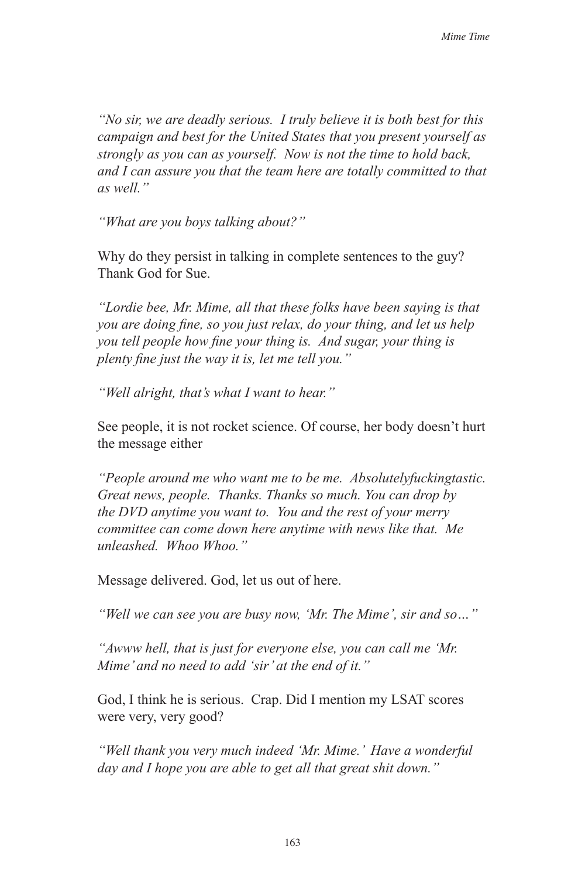*"No sir, we are deadly serious. I truly believe it is both best for this campaign and best for the United States that you present yourself as strongly as you can as yourself. Now is not the time to hold back, and I can assure you that the team here are totally committed to that as well."*

*"What are you boys talking about?"*

Why do they persist in talking in complete sentences to the guy? Thank God for Sue.

*"Lordie bee, Mr. Mime, all that these folks have been saying is that you are doing fine, so you just relax, do your thing, and let us help you tell people how fine your thing is. And sugar, your thing is plenty fine just the way it is, let me tell you."*

*"Well alright, that's what I want to hear."*

See people, it is not rocket science. Of course, her body doesn't hurt the message either

*"People around me who want me to be me. Absolutelyfuckingtastic. Great news, people. Thanks. Thanks so much. You can drop by the DVD anytime you want to. You and the rest of your merry committee can come down here anytime with news like that. Me unleashed. Whoo Whoo."*

Message delivered. God, let us out of here.

*"Well we can see you are busy now, 'Mr. The Mime', sir and so…"*

*"Awww hell, that is just for everyone else, you can call me 'Mr. Mime' and no need to add 'sir' at the end of it."*

God, I think he is serious. Crap. Did I mention my LSAT scores were very, very good?

*"Well thank you very much indeed 'Mr. Mime.' Have a wonderful day and I hope you are able to get all that great shit down."*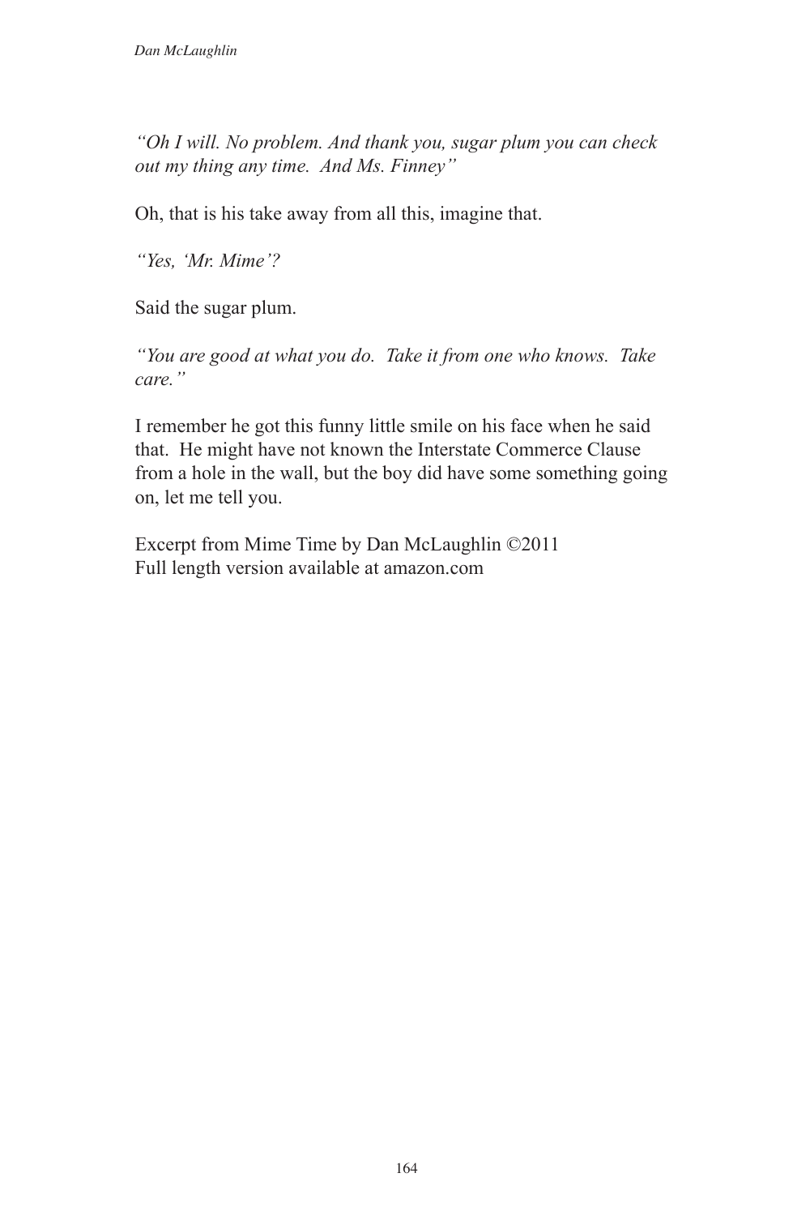*"Oh I will. No problem. And thank you, sugar plum you can check out my thing any time. And Ms. Finney"*

Oh, that is his take away from all this, imagine that.

*"Yes, 'Mr. Mime'?*

Said the sugar plum.

*"You are good at what you do. Take it from one who knows. Take care."*

I remember he got this funny little smile on his face when he said that. He might have not known the Interstate Commerce Clause from a hole in the wall, but the boy did have some something going on, let me tell you.

Excerpt from Mime Time by Dan McLaughlin ©2011
Full length version available at amazon.com